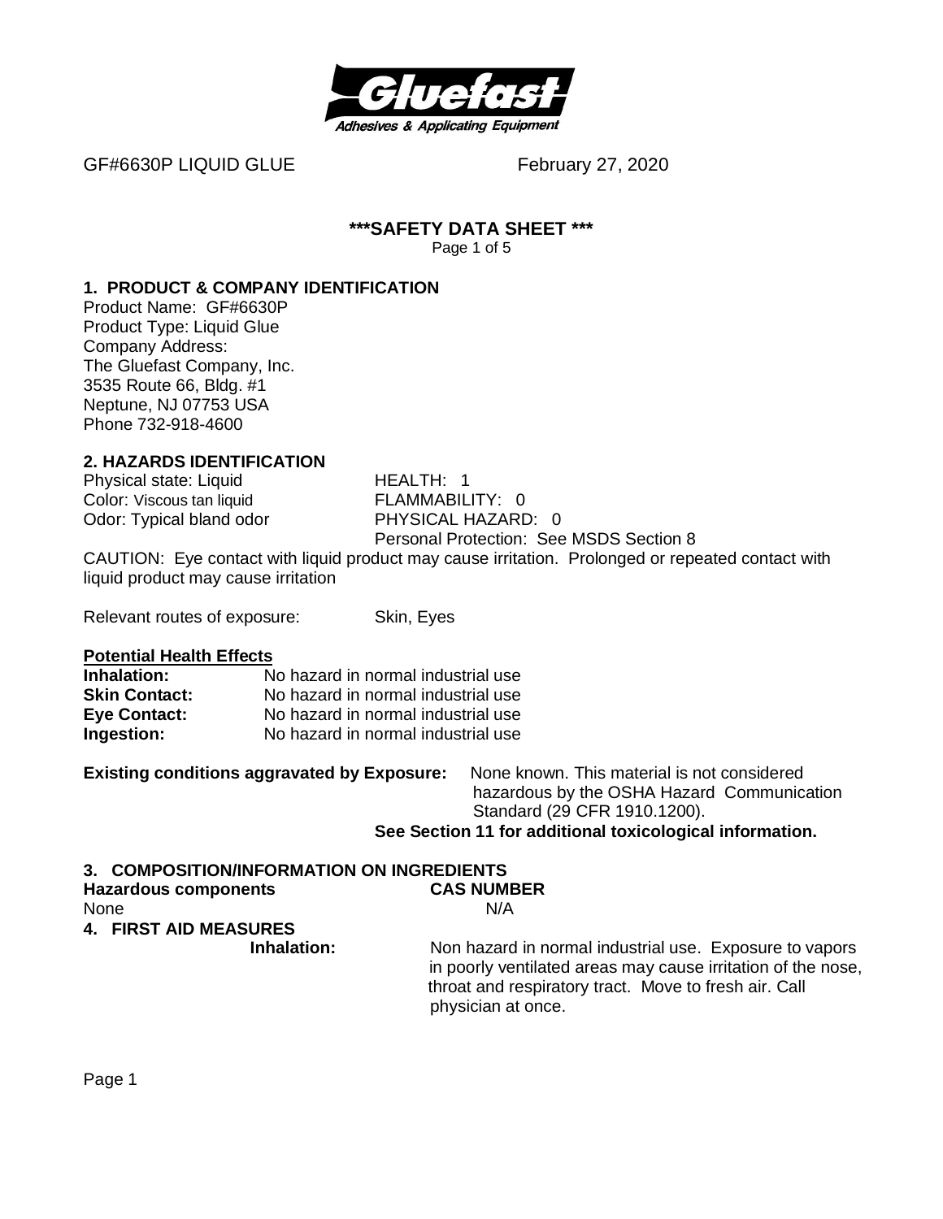GF#6630P LIQUID GLUE February 27, 2020

# ***SAFETY DATA SHEET ***

## 1. PRODUCT & COMPANY IDENTIFICATION

Product Name: GF#6630P
Product Type: Liquid Glue
Company Address:
The Gluefast Company, Inc.
3535 Route 66, Bldg. #1
Neptune, NJ 07753 USA
Phone 732-918-4600

## 2. HAZARDS IDENTIFICATION

| | |
|---|---|
| Physical state: Liquid | HEALTH: 1 |
| Color: Viscous tan liquid | FLAMMABILITY: 0 |
| Odor: Typical bland odor | PHYSICAL HAZARD: 0 |
| | Personal Protection: See MSDS Section 8 |

CAUTION: Eye contact with liquid product may cause irritation. Prolonged or repeated contact with liquid product may cause irritation

Relevant routes of exposure: Skin, Eyes

**Potential Health Effects**

| | |
|---|---|
| **Inhalation:** | No hazard in normal industrial use |
| **Skin Contact:** | No hazard in normal industrial use |
| **Eye Contact:** | No hazard in normal industrial use |
| **Ingestion:** | No hazard in normal industrial use |

**Existing conditions aggravated by Exposure:** None known. This material is not considered hazardous by the OSHA Hazard Communication Standard (29 CFR 1910.1200).

**See Section 11 for additional toxicological information.**

## 3. COMPOSITION/INFORMATION ON INGREDIENTS

| **Hazardous components** | **CAS NUMBER** |
|---|---|
| None | N/A |

## 4. FIRST AID MEASURES

**Inhalation:** Non hazard in normal industrial use. Exposure to vapors in poorly ventilated areas may cause irritation of the nose, throat and respiratory tract. Move to fresh air. Call physician at once.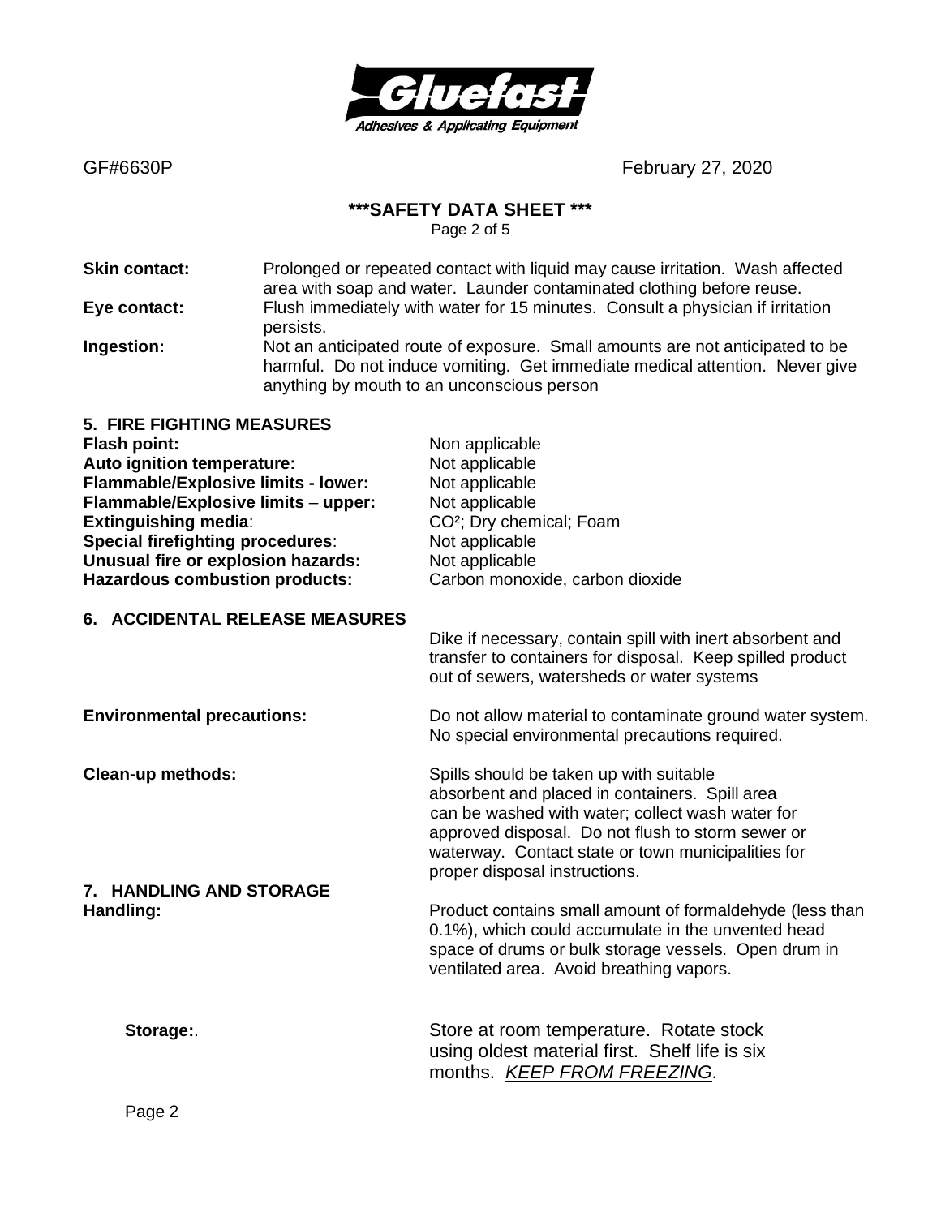GF#6630P February 27, 2020

**\*\*\*SAFETY DATA SHEET \*\*\***

**Skin contact:** Prolonged or repeated contact with liquid may cause irritation. Wash affected area with soap and water. Launder contaminated clothing before reuse.

**Eye contact:** Flush immediately with water for 15 minutes. Consult a physician if irritation persists.

**Ingestion:** Not an anticipated route of exposure. Small amounts are not anticipated to be harmful. Do not induce vomiting. Get immediate medical attention. Never give anything by mouth to an unconscious person

## 5. FIRE FIGHTING MEASURES

| | |
|---|---|
| **Flash point:** | Non applicable |
| **Auto ignition temperature:** | Not applicable |
| **Flammable/Explosive limits - lower:** | Not applicable |
| **Flammable/Explosive limits – upper:** | Not applicable |
| **Extinguishing media**: | $CO^2$; Dry chemical; Foam |
| **Special firefighting procedures**: | Not applicable |
| **Unusual fire or explosion hazards:** | Not applicable |
| **Hazardous combustion products:** | Carbon monoxide, carbon dioxide |

## 6. ACCIDENTAL RELEASE MEASURES

Dike if necessary, contain spill with inert absorbent and transfer to containers for disposal. Keep spilled product out of sewers, watersheds or water systems

**Environmental precautions:** Do not allow material to contaminate ground water system. No special environmental precautions required.

**Clean-up methods:** Spills should be taken up with suitable absorbent and placed in containers. Spill area can be washed with water; collect wash water for approved disposal. Do not flush to storm sewer or waterway. Contact state or town municipalities for proper disposal instructions.

## 7. HANDLING AND STORAGE

**Handling:** Product contains small amount of formaldehyde (less than 0.1%), which could accumulate in the unvented head space of drums or bulk storage vessels. Open drum in ventilated area. Avoid breathing vapors.

**Storage:**. Store at room temperature. Rotate stock using oldest material first. Shelf life is six months. *KEEP FROM FREEZING*.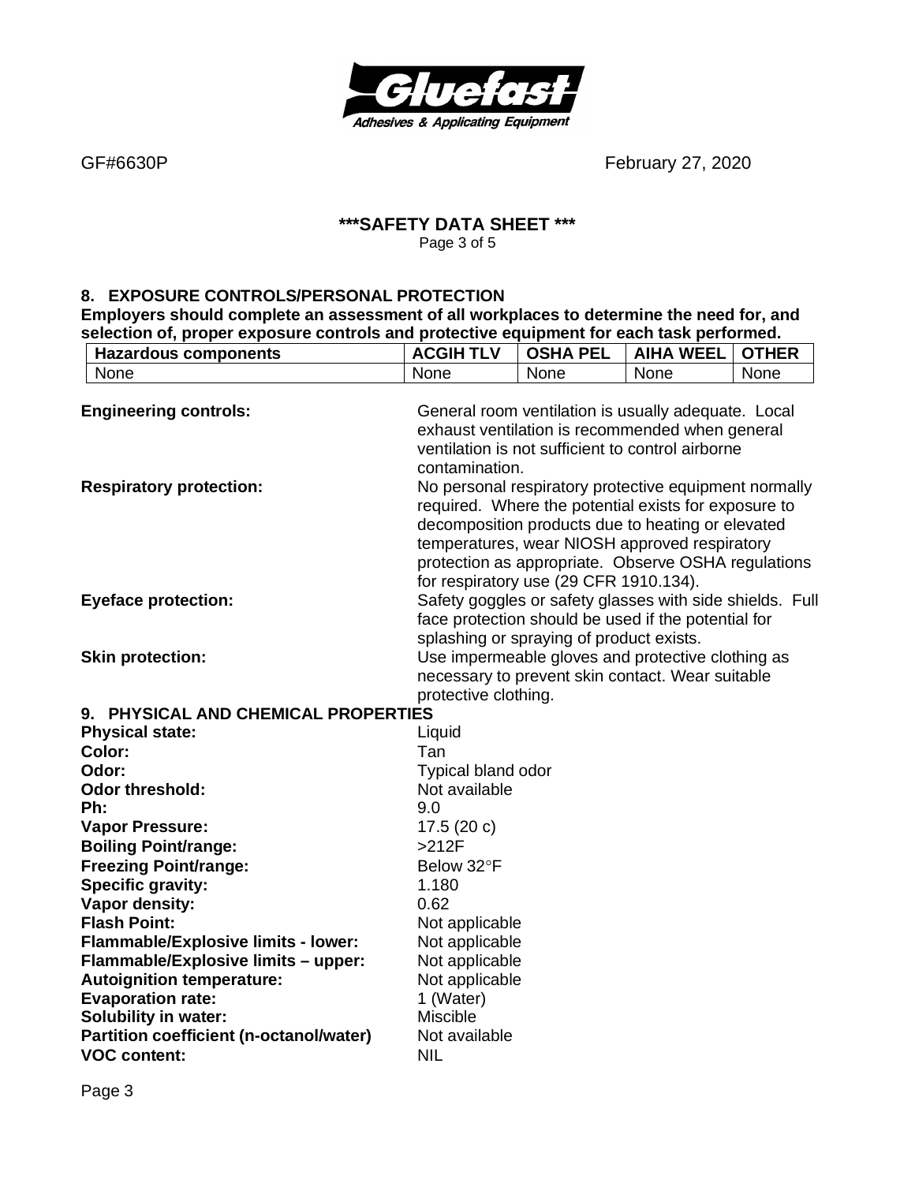GF#6630P February 27, 2020

**\*\*\*SAFETY DATA SHEET \*\*\***

## 8. EXPOSURE CONTROLS/PERSONAL PROTECTION

**Employers should complete an assessment of all workplaces to determine the need for, and selection of, proper exposure controls and protective equipment for each task performed.**

| Hazardous components | ACGIH TLV | OSHA PEL | AIHA WEEL | OTHER |
|---|---|---|---|---|
| None | None | None | None | None |

**Engineering controls:** General room ventilation is usually adequate. Local exhaust ventilation is recommended when general ventilation is not sufficient to control airborne contamination.

**Respiratory protection:** No personal respiratory protective equipment normally required. Where the potential exists for exposure to decomposition products due to heating or elevated temperatures, wear NIOSH approved respiratory protection as appropriate. Observe OSHA regulations for respiratory use (29 CFR 1910.134).

**Eyeface protection:** Safety goggles or safety glasses with side shields. Full face protection should be used if the potential for splashing or spraying of product exists.

**Skin protection:** Use impermeable gloves and protective clothing as necessary to prevent skin contact. Wear suitable protective clothing.

## 9. PHYSICAL AND CHEMICAL PROPERTIES

**Physical state:** Liquid
**Color:** Tan
**Odor:** Typical bland odor
**Odor threshold:** Not available
**Ph:** 9.0
**Vapor Pressure:** 17.5 (20 c)
**Boiling Point/range:** >212F
**Freezing Point/range:** Below 32°F
**Specific gravity:** 1.180
**Vapor density:** 0.62
**Flash Point:** Not applicable
**Flammable/Explosive limits - lower:** Not applicable
**Flammable/Explosive limits – upper:** Not applicable
**Autoignition temperature:** Not applicable
**Evaporation rate:** 1 (Water)
**Solubility in water:** Miscible
**Partition coefficient (n-octanol/water)** Not available
**VOC content:** NIL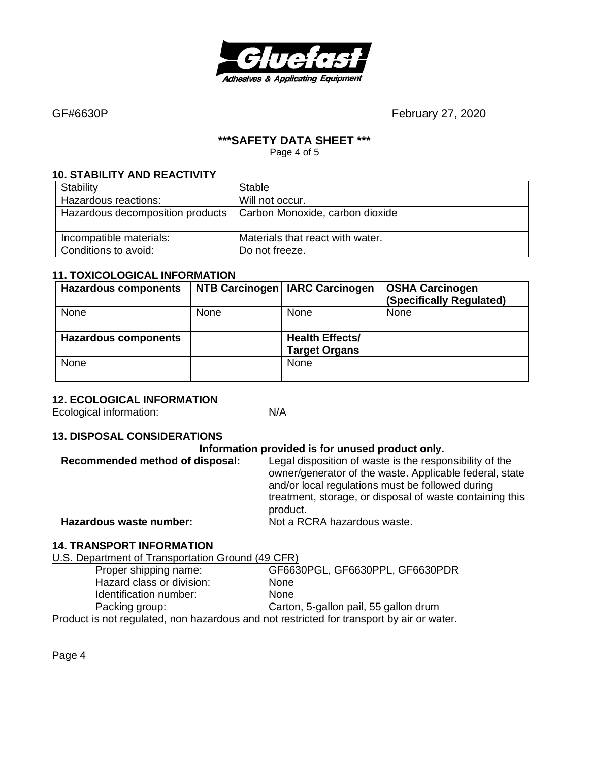GF#6630P February 27, 2020

## ***SAFETY DATA SHEET ***

### 10. STABILITY AND REACTIVITY

| Stability | Stable |
|---|---|
| Hazardous reactions: | Will not occur. |
| Hazardous decomposition products | Carbon Monoxide, carbon dioxide |
| Incompatible materials: | Materials that react with water. |
| Conditions to avoid: | Do not freeze. |

### 11. TOXICOLOGICAL INFORMATION

| Hazardous components | NTB Carcinogen | IARC Carcinogen | OSHA Carcinogen (Specifically Regulated) |
|---|---|---|---|
| None | None | None | None |
| | | | |
| **Hazardous components** | | **Health Effects/ Target Organs** | |
| None | | None | |

### 12. ECOLOGICAL INFORMATION

Ecological information: N/A

### 13. DISPOSAL CONSIDERATIONS

**Information provided is for unused product only.**

**Recommended method of disposal:** Legal disposition of waste is the responsibility of the owner/generator of the waste. Applicable federal, state and/or local regulations must be followed during treatment, storage, or disposal of waste containing this product.

**Hazardous waste number:** Not a RCRA hazardous waste.

### 14. TRANSPORT INFORMATION

U.S. Department of Transportation Ground (49 CFR)

- Proper shipping name: GF6630PGL, GF6630PPL, GF6630PDR
- Hazard class or division: None
- Identification number: None
- Packing group: Carton, 5-gallon pail, 55 gallon drum

Product is not regulated, non hazardous and not restricted for transport by air or water.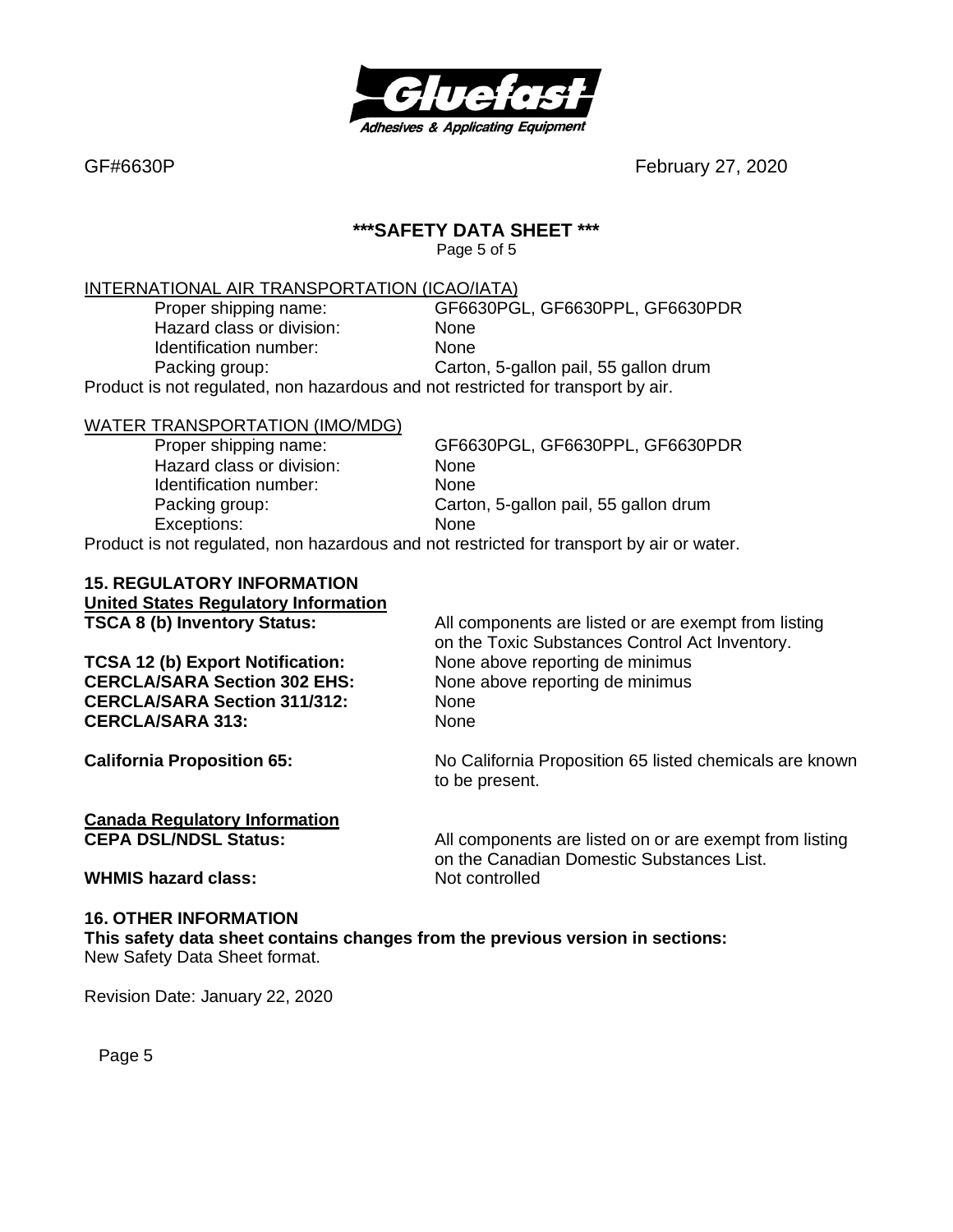INTERNATIONAL AIR TRANSPORTATION (ICAO/IATA)

| | |
|---|---|
| Proper shipping name: | GF6630PGL, GF6630PPL, GF6630PDR |
| Hazard class or division: | None |
| Identification number: | None |
| Packing group: | Carton, 5-gallon pail, 55 gallon drum |

Product is not regulated, non hazardous and not restricted for transport by air.

WATER TRANSPORTATION (IMO/MDG)

| | |
|---|---|
| Proper shipping name: | GF6630PGL, GF6630PPL, GF6630PDR |
| Hazard class or division: | None |
| Identification number: | None |
| Packing group: | Carton, 5-gallon pail, 55 gallon drum |
| Exceptions: | None |

Product is not regulated, non hazardous and not restricted for transport by air or water.

## 15. REGULATORY INFORMATION

**United States Regulatory Information**

| | |
|---|---|
| **TSCA 8 (b) Inventory Status:** | All components are listed or are exempt from listing on the Toxic Substances Control Act Inventory. |
| **TCSA 12 (b) Export Notification:** | None above reporting de minimus |
| **CERCLA/SARA Section 302 EHS:** | None above reporting de minimus |
| **CERCLA/SARA Section 311/312:** | None |
| **CERCLA/SARA 313:** | None |
| **California Proposition 65:** | No California Proposition 65 listed chemicals are known to be present. |

**Canada Regulatory Information**

| | |
|---|---|
| **CEPA DSL/NDSL Status:** | All components are listed on or are exempt from listing on the Canadian Domestic Substances List. |
| **WHMIS hazard class:** | Not controlled |

## 16. OTHER INFORMATION

**This safety data sheet contains changes from the previous version in sections:**
New Safety Data Sheet format.

Revision Date: January 22, 2020